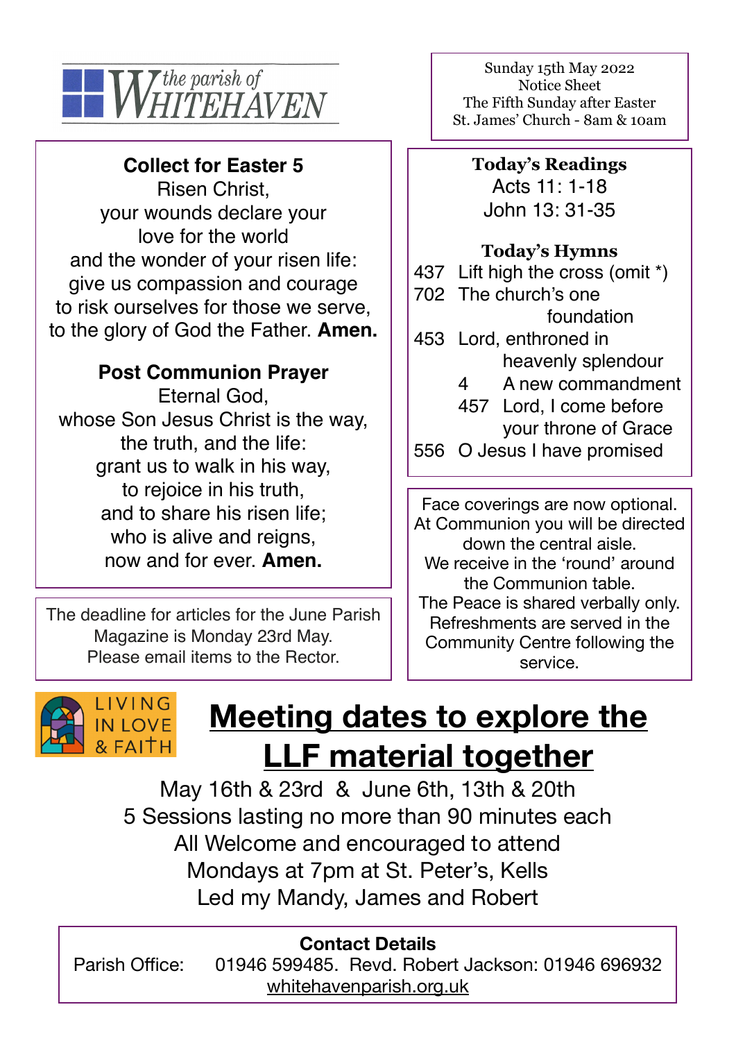the parish of WHITEHAVEN

Sunday 15th May 2022
Notice Sheet
The Fifth Sunday after Easter
St. James' Church - 8am & 10am

**Collect for Easter 5**

Risen Christ,
your wounds declare your
love for the world
and the wonder of your risen life:
give us compassion and courage
to risk ourselves for those we serve,
to the glory of God the Father. **Amen.**

**Post Communion Prayer**

Eternal God,
whose Son Jesus Christ is the way,
the truth, and the life:
grant us to walk in his way,
to rejoice in his truth,
and to share his risen life;
who is alive and reigns,
now and for ever. **Amen.**

The deadline for articles for the June Parish Magazine is Monday 23rd May.
Please email items to the Rector.

**Today's Readings**

Acts 11: 1-18
John 13: 31-35

**Today's Hymns**

437 Lift high the cross (omit *)
702 The church's one foundation
453 Lord, enthroned in heavenly splendour
4 A new commandment
457 Lord, I come before your throne of Grace
556 O Jesus I have promised

Face coverings are now optional.
At Communion you will be directed down the central aisle.
We receive in the 'round' around the Communion table.
The Peace is shared verbally only.
Refreshments are served in the Community Centre following the service.

LIVING IN LOVE & FAITH

# Meeting dates to explore the LLF material together

May 16th & 23rd & June 6th, 13th & 20th
5 Sessions lasting no more than 90 minutes each
All Welcome and encouraged to attend
Mondays at 7pm at St. Peter's, Kells
Led my Mandy, James and Robert

**Contact Details**

Parish Office: 01946 599485. Revd. Robert Jackson: 01946 696932
whitehavenparish.org.uk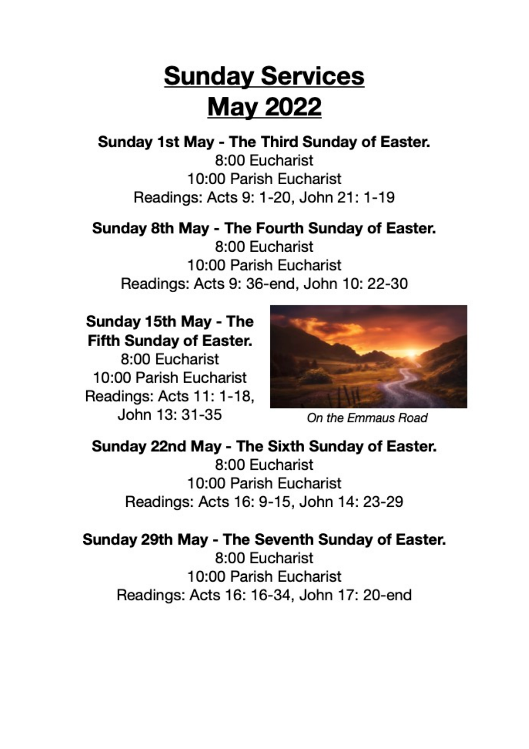# Sunday Services
# May 2022

**Sunday 1st May - The Third Sunday of Easter.**
8:00 Eucharist
10:00 Parish Eucharist
Readings: Acts 9: 1-20, John 21: 1-19

**Sunday 8th May - The Fourth Sunday of Easter.**
8:00 Eucharist
10:00 Parish Eucharist
Readings: Acts 9: 36-end, John 10: 22-30

**Sunday 15th May - The Fifth Sunday of Easter.**
8:00 Eucharist
10:00 Parish Eucharist
Readings: Acts 11: 1-18, John 13: 31-35

*On the Emmaus Road*

**Sunday 22nd May - The Sixth Sunday of Easter.**
8:00 Eucharist
10:00 Parish Eucharist
Readings: Acts 16: 9-15, John 14: 23-29

**Sunday 29th May - The Seventh Sunday of Easter.**
8:00 Eucharist
10:00 Parish Eucharist
Readings: Acts 16: 16-34, John 17: 20-end